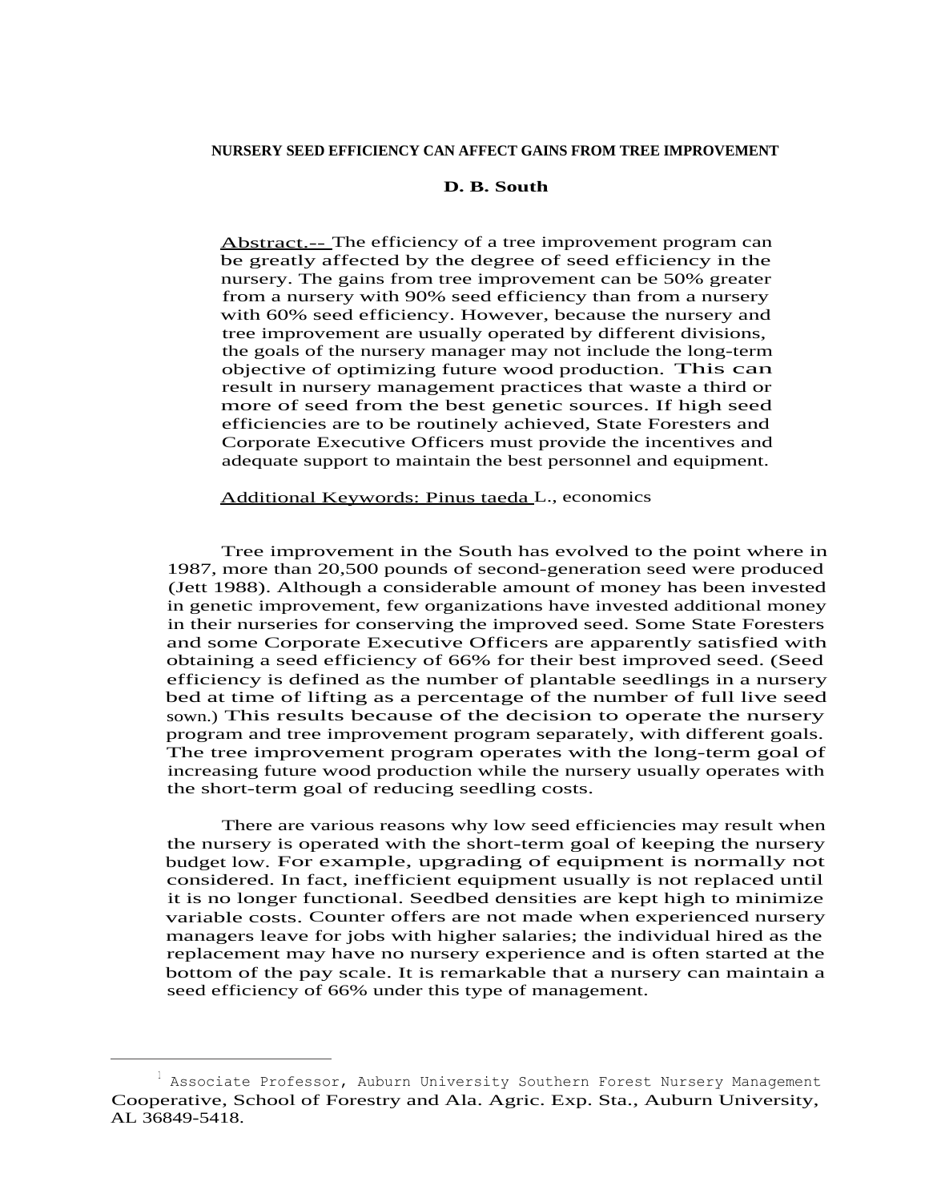# NURSERY SEED EFFICIENCY CAN AFFECT GAINS FROM TREE IMPROVEMENT

**D. B. South**

Abstract.-- The efficiency of a tree improvement program can be greatly affected by the degree of seed efficiency in the nursery. The gains from tree improvement can be 50% greater from a nursery with 90% seed efficiency than from a nursery with 60% seed efficiency. However, because the nursery and tree improvement are usually operated by different divisions, the goals of the nursery manager may not include the long-term objective of optimizing future wood production. This can result in nursery management practices that waste a third or more of seed from the best genetic sources. If high seed efficiencies are to be routinely achieved, State Foresters and Corporate Executive Officers must provide the incentives and adequate support to maintain the best personnel and equipment.

Additional Keywords: *Pinus taeda* L., economics

Tree improvement in the South has evolved to the point where in 1987, more than 20,500 pounds of second-generation seed were produced (Jett 1988). Although a considerable amount of money has been invested in genetic improvement, few organizations have invested additional money in their nurseries for conserving the improved seed. Some State Foresters and some Corporate Executive Officers are apparently satisfied with obtaining a seed efficiency of 66% for their best improved seed. (Seed efficiency is defined as the number of plantable seedlings in a nursery bed at time of lifting as a percentage of the number of full live seed sown.) This results because of the decision to operate the nursery program and tree improvement program separately, with different goals. The tree improvement program operates with the long-term goal of increasing future wood production while the nursery usually operates with the short-term goal of reducing seedling costs.

There are various reasons why low seed efficiencies may result when the nursery is operated with the short-term goal of keeping the nursery budget low. For example, upgrading of equipment is normally not considered. In fact, inefficient equipment usually is not replaced until it is no longer functional. Seedbed densities are kept high to minimize variable costs. Counter offers are not made when experienced nursery managers leave for jobs with higher salaries; the individual hired as the replacement may have no nursery experience and is often started at the bottom of the pay scale. It is remarkable that a nursery can maintain a seed efficiency of 66% under this type of management.

---

[1] Associate Professor, Auburn University Southern Forest Nursery Management Cooperative, School of Forestry and Ala. Agric. Exp. Sta., Auburn University, AL 36849-5418.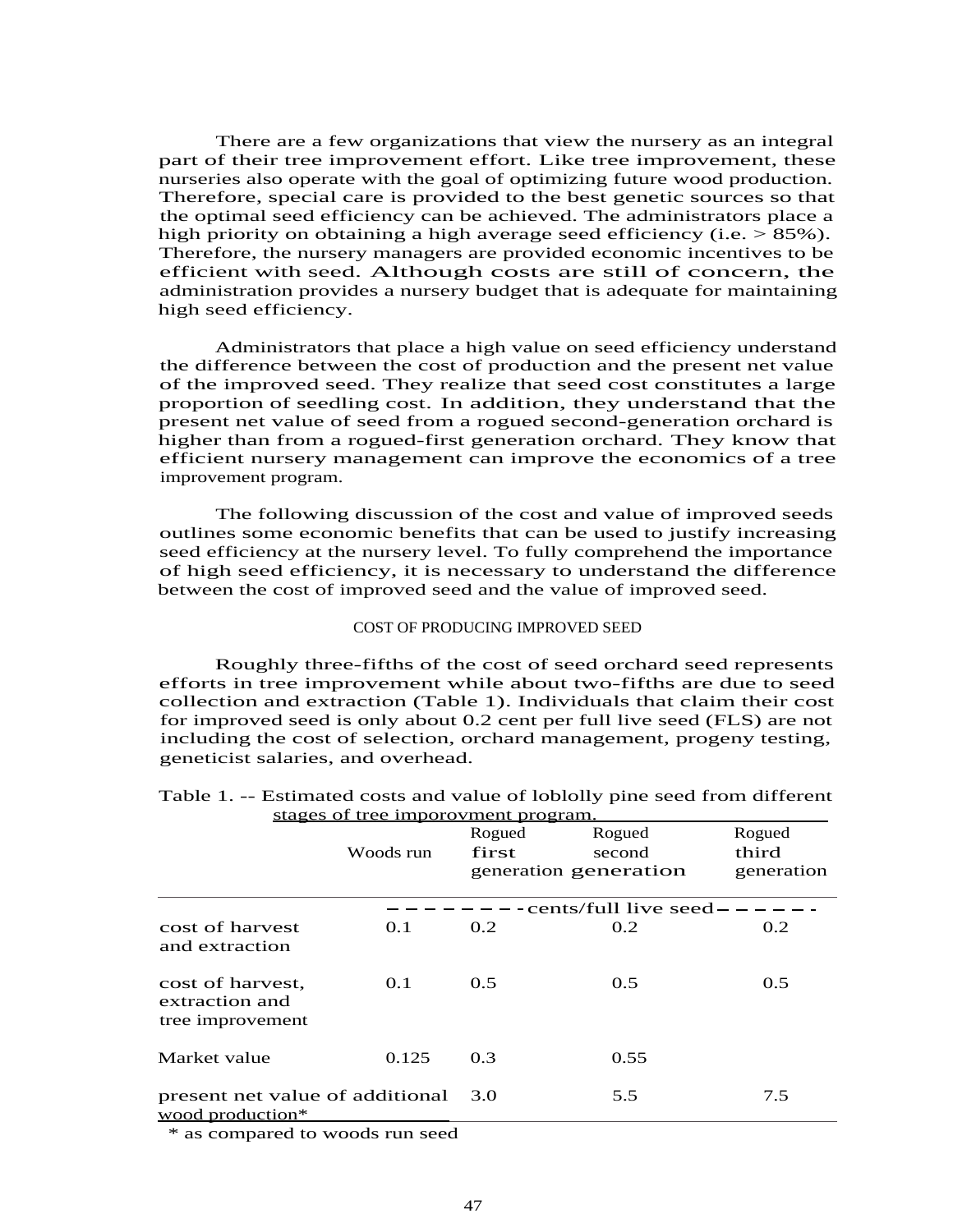There are a few organizations that view the nursery as an integral part of their tree improvement effort. Like tree improvement, these nurseries also operate with the goal of optimizing future wood production. Therefore, special care is provided to the best genetic sources so that the optimal seed efficiency can be achieved. The administrators place a high priority on obtaining a high average seed efficiency (i.e. > 85%). Therefore, the nursery managers are provided economic incentives to be efficient with seed. Although costs are still of concern, the administration provides a nursery budget that is adequate for maintaining high seed efficiency.

Administrators that place a high value on seed efficiency understand the difference between the cost of production and the present net value of the improved seed. They realize that seed cost constitutes a large proportion of seedling cost. In addition, they understand that the present net value of seed from a rogued second-generation orchard is higher than from a rogued-first generation orchard. They know that efficient nursery management can improve the economics of a tree improvement program.

The following discussion of the cost and value of improved seeds outlines some economic benefits that can be used to justify increasing seed efficiency at the nursery level. To fully comprehend the importance of high seed efficiency, it is necessary to understand the difference between the cost of improved seed and the value of improved seed.

## COST OF PRODUCING IMPROVED SEED

Roughly three-fifths of the cost of seed orchard seed represents efforts in tree improvement while about two-fifths are due to seed collection and extraction (Table 1). Individuals that claim their cost for improved seed is only about 0.2 cent per full live seed (FLS) are not including the cost of selection, orchard management, progeny testing, geneticist salaries, and overhead.

Table 1. -- Estimated costs and value of loblolly pine seed from different stages of tree imporovment program.

| | Woods run | Rogued first generation | Rogued second generation | Rogued third generation |
|---|---|---|---|---|
| | - - - - - - - -cents/full live seed- - - - - - | | | |
| cost of harvest and extraction | 0.1 | 0.2 | 0.2 | 0.2 |
| cost of harvest, extraction and tree improvement | 0.1 | 0.5 | 0.5 | 0.5 |
| Market value | 0.125 | 0.3 | 0.55 | |
| present net value of additional wood production* | | 3.0 | 5.5 | 7.5 |

\* as compared to woods run seed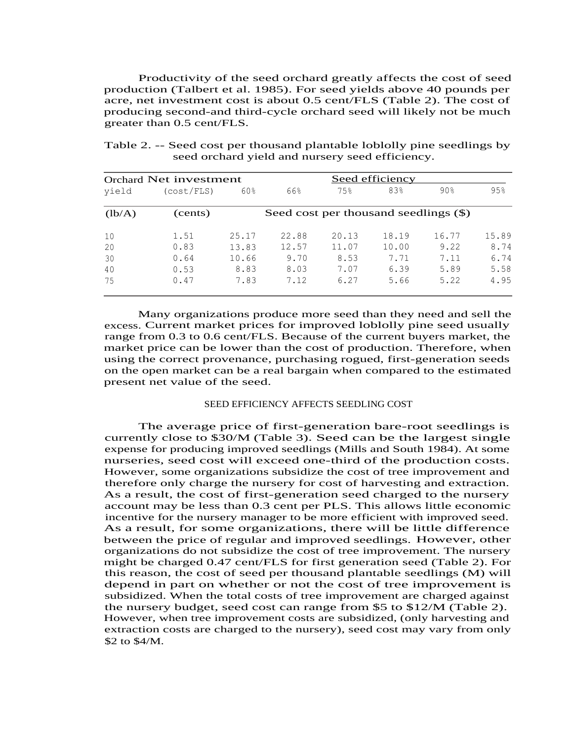Productivity of the seed orchard greatly affects the cost of seed production (Talbert et al. 1985). For seed yields above 40 pounds per acre, net investment cost is about 0.5 cent/FLS (Table 2). The cost of producing second-and third-cycle orchard seed will likely not be much greater than 0.5 cent/FLS.

Table 2. -- Seed cost per thousand plantable loblolly pine seedlings by seed orchard yield and nursery seed efficiency.

| Orchard yield | Net investment (cost/FLS) | Seed efficiency 60% | 66% | 75% | 83% | 90% | 95% |
|---|---|---|---|---|---|---|---|
| (lb/A) | (cents) | Seed cost per thousand seedlings ($) | | | | | |
| 10 | 1.51 | 25.17 | 22.88 | 20.13 | 18.19 | 16.77 | 15.89 |
| 20 | 0.83 | 13.83 | 12.57 | 11.07 | 10.00 | 9.22 | 8.74 |
| 30 | 0.64 | 10.66 | 9.70 | 8.53 | 7.71 | 7.11 | 6.74 |
| 40 | 0.53 | 8.83 | 8.03 | 7.07 | 6.39 | 5.89 | 5.58 |
| 75 | 0.47 | 7.83 | 7.12 | 6.27 | 5.66 | 5.22 | 4.95 |

Many organizations produce more seed than they need and sell the excess. Current market prices for improved loblolly pine seed usually range from 0.3 to 0.6 cent/FLS. Because of the current buyers market, the market price can be lower than the cost of production. Therefore, when using the correct provenance, purchasing rogued, first-generation seeds on the open market can be a real bargain when compared to the estimated present net value of the seed.

## SEED EFFICIENCY AFFECTS SEEDLING COST

The average price of first-generation bare-root seedlings is currently close to $30/M (Table 3). Seed can be the largest single expense for producing improved seedlings (Mills and South 1984). At some nurseries, seed cost will exceed one-third of the production costs. However, some organizations subsidize the cost of tree improvement and therefore only charge the nursery for cost of harvesting and extraction. As a result, the cost of first-generation seed charged to the nursery account may be less than 0.3 cent per PLS. This allows little economic incentive for the nursery manager to be more efficient with improved seed. As a result, for some organizations, there will be little difference between the price of regular and improved seedlings. However, other organizations do not subsidize the cost of tree improvement. The nursery might be charged 0.47 cent/FLS for first generation seed (Table 2). For this reason, the cost of seed per thousand plantable seedlings (M) will depend in part on whether or not the cost of tree improvement is subsidized. When the total costs of tree improvement are charged against the nursery budget, seed cost can range from $5 to $12/M (Table 2). However, when tree improvement costs are subsidized, (only harvesting and extraction costs are charged to the nursery), seed cost may vary from only $2 to $4/M.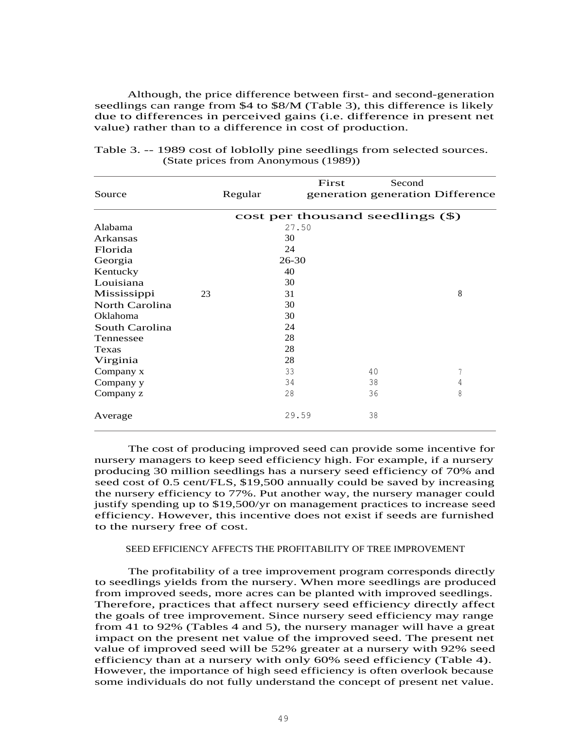Although, the price difference between first- and second-generation seedlings can range from $4 to $8/M (Table 3), this difference is likely due to differences in perceived gains (i.e. difference in present net value) rather than to a difference in cost of production.

Table 3. -- 1989 cost of loblolly pine seedlings from selected sources. (State prices from Anonymous (1989))

| Source | Regular | First generation | Second generation | Difference |
|---|---|---|---|---|
| | cost per thousand seedlings ($) | | | |
| Alabama | | 27.50 | | |
| Arkansas | | 30 | | |
| Florida | | 24 | | |
| Georgia | | 26-30 | | |
| Kentucky | | 40 | | |
| Louisiana | | 30 | | |
| Mississippi | 23 | 31 | | 8 |
| North Carolina | | 30 | | |
| Oklahoma | | 30 | | |
| South Carolina | | 24 | | |
| Tennessee | | 28 | | |
| Texas | | 28 | | |
| Virginia | | 28 | | |
| Company x | | 33 | 40 | 7 |
| Company y | | 34 | 38 | 4 |
| Company z | | 28 | 36 | 8 |
| Average | | 29.59 | 38 | |

The cost of producing improved seed can provide some incentive for nursery managers to keep seed efficiency high. For example, if a nursery producing 30 million seedlings has a nursery seed efficiency of 70% and seed cost of 0.5 cent/FLS, $19,500 annually could be saved by increasing the nursery efficiency to 77%. Put another way, the nursery manager could justify spending up to $19,500/yr on management practices to increase seed efficiency. However, this incentive does not exist if seeds are furnished to the nursery free of cost.

## SEED EFFICIENCY AFFECTS THE PROFITABILITY OF TREE IMPROVEMENT

The profitability of a tree improvement program corresponds directly to seedlings yields from the nursery. When more seedlings are produced from improved seeds, more acres can be planted with improved seedlings. Therefore, practices that affect nursery seed efficiency directly affect the goals of tree improvement. Since nursery seed efficiency may range from 41 to 92% (Tables 4 and 5), the nursery manager will have a great impact on the present net value of the improved seed. The present net value of improved seed will be 52% greater at a nursery with 92% seed efficiency than at a nursery with only 60% seed efficiency (Table 4). However, the importance of high seed efficiency is often overlook because some individuals do not fully understand the concept of present net value.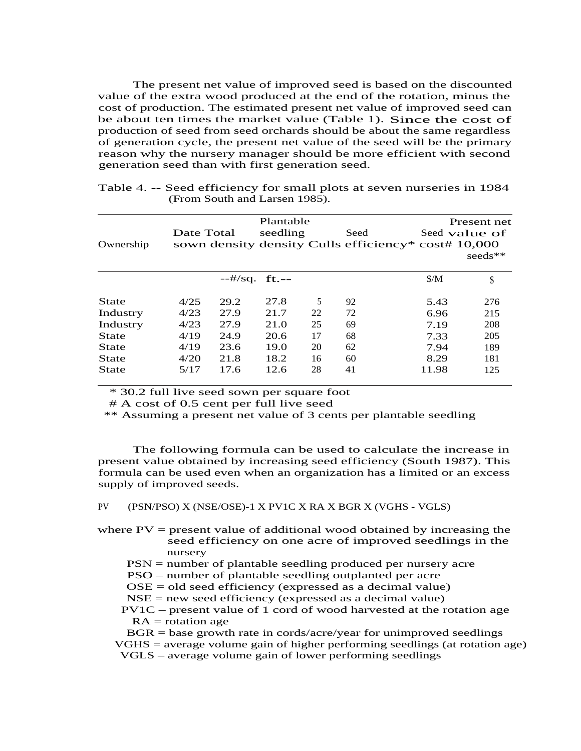The present net value of improved seed is based on the discounted value of the extra wood produced at the end of the rotation, minus the cost of production. The estimated present net value of improved seed can be about ten times the market value (Table 1). Since the cost of production of seed from seed orchards should be about the same regardless of generation cycle, the present net value of the seed will be the primary reason why the nursery manager should be more efficient with second generation seed than with first generation seed.

Table 4. -- Seed efficiency for small plots at seven nurseries in 1984 (From South and Larsen 1985).

| Ownership | Date sown | Total density | Plantable seedling density | Culls | Seed efficiency* | Seed cost# | Present net value of 10,000 seeds** |
|---|---|---|---|---|---|---|---|
| | | --#/sq. | ft.-- | | | $/M | $ |
| State | 4/25 | 29.2 | 27.8 | 5 | 92 | 5.43 | 276 |
| Industry | 4/23 | 27.9 | 21.7 | 22 | 72 | 6.96 | 215 |
| Industry | 4/23 | 27.9 | 21.0 | 25 | 69 | 7.19 | 208 |
| State | 4/19 | 24.9 | 20.6 | 17 | 68 | 7.33 | 205 |
| State | 4/19 | 23.6 | 19.0 | 20 | 62 | 7.94 | 189 |
| State | 4/20 | 21.8 | 18.2 | 16 | 60 | 8.29 | 181 |
| State | 5/17 | 17.6 | 12.6 | 28 | 41 | 11.98 | 125 |

\* 30.2 full live seed sown per square foot

\# A cost of 0.5 cent per full live seed

\*\* Assuming a present net value of 3 cents per plantable seedling

The following formula can be used to calculate the increase in present value obtained by increasing seed efficiency (South 1987). This formula can be used even when an organization has a limited or an excess supply of improved seeds.

$$PV \quad (PSN/PSO) \times (NSE/OSE)-1 \times PV1C \times RA \times BGR \times (VGHS - VGLS)$$

where PV = present value of additional wood obtained by increasing the seed efficiency on one acre of improved seedlings in the nursery

PSN = number of plantable seedling produced per nursery acre

PSO – number of plantable seedling outplanted per acre

OSE = old seed efficiency (expressed as a decimal value)

NSE = new seed efficiency (expressed as a decimal value)

PV1C – present value of 1 cord of wood harvested at the rotation age

RA = rotation age

BGR = base growth rate in cords/acre/year for unimproved seedlings

VGHS = average volume gain of higher performing seedlings (at rotation age)

VGLS – average volume gain of lower performing seedlings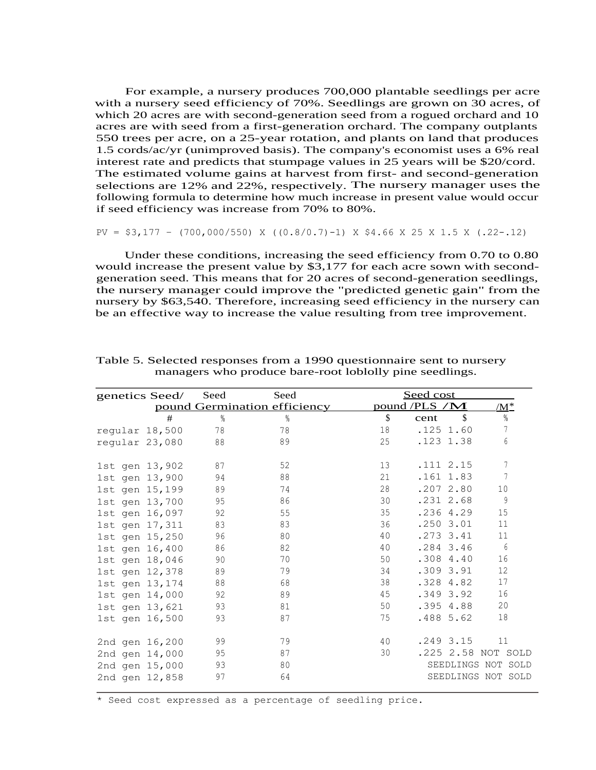For example, a nursery produces 700,000 plantable seedlings per acre with a nursery seed efficiency of 70%. Seedlings are grown on 30 acres, of which 20 acres are with second-generation seed from a rogued orchard and 10 acres are with seed from a first-generation orchard. The company outplants 550 trees per acre, on a 25-year rotation, and plants on land that produces 1.5 cords/ac/yr (unimproved basis). The company's economist uses a 6% real interest rate and predicts that stumpage values in 25 years will be $20/cord. The estimated volume gains at harvest from first- and second-generation selections are 12% and 22%, respectively. The nursery manager uses the following formula to determine how much increase in present value would occur if seed efficiency was increase from 70% to 80%.

```
PV = $3,177 - (700,000/550) X ((0.8/0.7)-1) X $4.66 X 25 X 1.5 X (.22-.12)
```

Under these conditions, increasing the seed efficiency from 0.70 to 0.80 would increase the present value by $3,177 for each acre sown with second-generation seed. This means that for 20 acres of second-generation seedlings, the nursery manager could improve the "predicted genetic gain" from the nursery by $63,540. Therefore, increasing seed efficiency in the nursery can be an effective way to increase the value resulting from tree improvement.

Table 5. Selected responses from a 1990 questionnaire sent to nursery managers who produce bare-root loblolly pine seedlings.

| genetics | Seed/ pound | Seed Germination | Seed efficiency | Seed cost | | | |
|---|---|---|---|---|---|---|---|
| | | | | pound | /PLS | /M | /M* |
| | # | % | % | $ | cent | $ | % |
| regular | 18,500 | 78 | 78 | 18 | .125 | 1.60 | 7 |
| regular | 23,080 | 88 | 89 | 25 | .123 | 1.38 | 6 |
| 1st gen | 13,902 | 87 | 52 | 13 | .111 | 2.15 | 7 |
| 1st gen | 13,900 | 94 | 88 | 21 | .161 | 1.83 | 7 |
| 1st gen | 15,199 | 89 | 74 | 28 | .207 | 2.80 | 10 |
| 1st gen | 13,700 | 95 | 86 | 30 | .231 | 2.68 | 9 |
| 1st gen | 16,097 | 92 | 55 | 35 | .236 | 4.29 | 15 |
| 1st gen | 17,311 | 83 | 83 | 36 | .250 | 3.01 | 11 |
| 1st gen | 15,250 | 96 | 80 | 40 | .273 | 3.41 | 11 |
| 1st gen | 16,400 | 86 | 82 | 40 | .284 | 3.46 | 6 |
| 1st gen | 18,046 | 90 | 70 | 50 | .308 | 4.40 | 16 |
| 1st gen | 12,378 | 89 | 79 | 34 | .309 | 3.91 | 12 |
| 1st gen | 13,174 | 88 | 68 | 38 | .328 | 4.82 | 17 |
| 1st gen | 14,000 | 92 | 89 | 45 | .349 | 3.92 | 16 |
| 1st gen | 13,621 | 93 | 81 | 50 | .395 | 4.88 | 20 |
| 1st gen | 16,500 | 93 | 87 | 75 | .488 | 5.62 | 18 |
| 2nd gen | 16,200 | 99 | 79 | 40 | .249 | 3.15 | 11 |
| 2nd gen | 14,000 | 95 | 87 | 30 | .225 | 2.58 | NOT SOLD |
| 2nd gen | 15,000 | 93 | 80 | | SEEDLINGS NOT SOLD | | |
| 2nd gen | 12,858 | 97 | 64 | | SEEDLINGS NOT SOLD | | |

\* Seed cost expressed as a percentage of seedling price.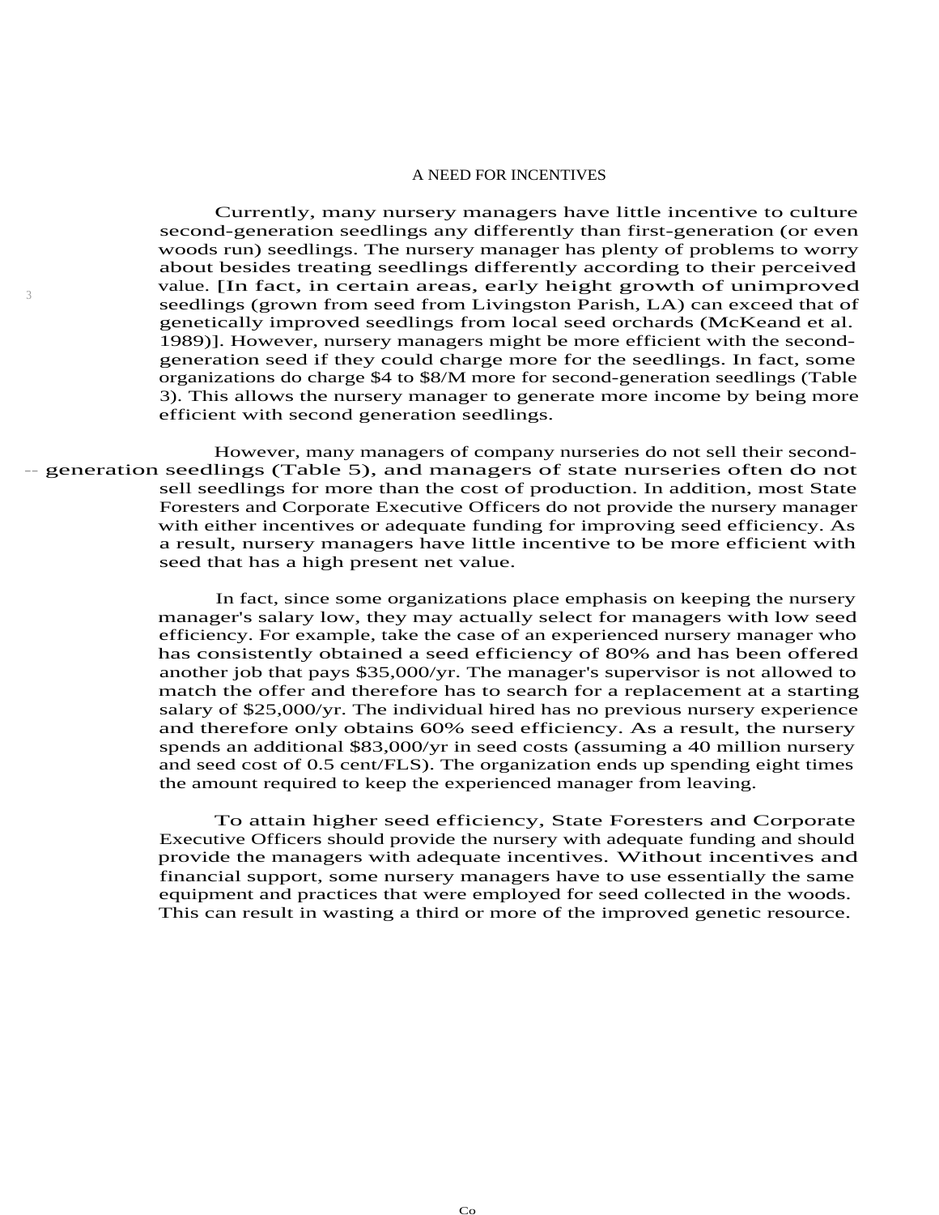## A NEED FOR INCENTIVES

Currently, many nursery managers have little incentive to culture second-generation seedlings any differently than first-generation (or even woods run) seedlings. The nursery manager has plenty of problems to worry about besides treating seedlings differently according to their perceived value. [In fact, in certain areas, early height growth of unimproved seedlings (grown from seed from Livingston Parish, LA) can exceed that of genetically improved seedlings from local seed orchards (McKeand et al. 1989)]. However, nursery managers might be more efficient with the second-generation seed if they could charge more for the seedlings. In fact, some organizations do charge $4 to $8/M more for second-generation seedlings (Table 3). This allows the nursery manager to generate more income by being more efficient with second generation seedlings.

However, many managers of company nurseries do not sell their second-generation seedlings (Table 5), and managers of state nurseries often do not sell seedlings for more than the cost of production. In addition, most State Foresters and Corporate Executive Officers do not provide the nursery manager with either incentives or adequate funding for improving seed efficiency. As a result, nursery managers have little incentive to be more efficient with seed that has a high present net value.

In fact, since some organizations place emphasis on keeping the nursery manager's salary low, they may actually select for managers with low seed efficiency. For example, take the case of an experienced nursery manager who has consistently obtained a seed efficiency of 80% and has been offered another job that pays $35,000/yr. The manager's supervisor is not allowed to match the offer and therefore has to search for a replacement at a starting salary of $25,000/yr. The individual hired has no previous nursery experience and therefore only obtains 60% seed efficiency. As a result, the nursery spends an additional $83,000/yr in seed costs (assuming a 40 million nursery and seed cost of 0.5 cent/FLS). The organization ends up spending eight times the amount required to keep the experienced manager from leaving.

To attain higher seed efficiency, State Foresters and Corporate Executive Officers should provide the nursery with adequate funding and should provide the managers with adequate incentives. Without incentives and financial support, some nursery managers have to use essentially the same equipment and practices that were employed for seed collected in the woods. This can result in wasting a third or more of the improved genetic resource.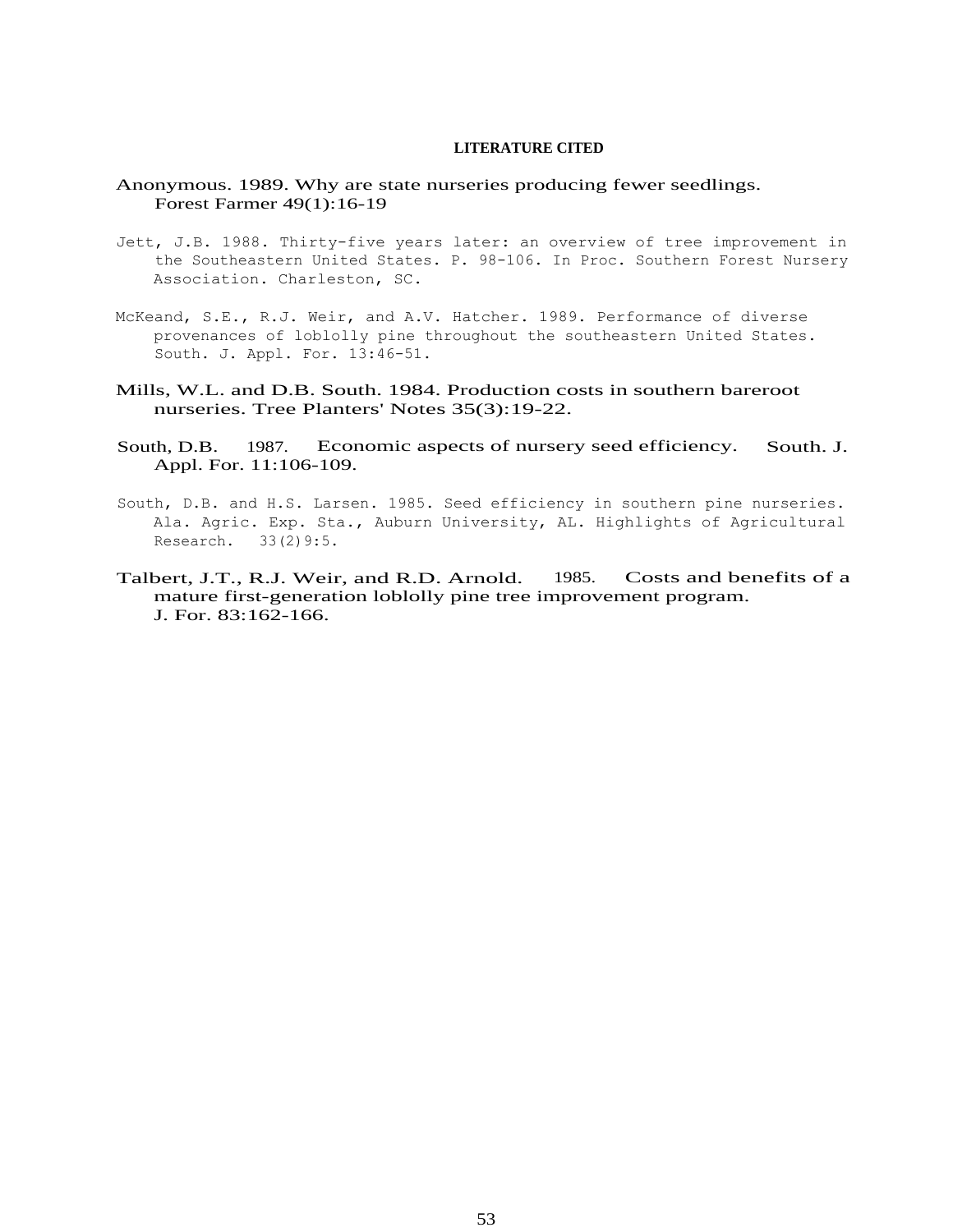## LITERATURE CITED

Anonymous. 1989. Why are state nurseries producing fewer seedlings. Forest Farmer 49(1):16-19

Jett, J.B. 1988. Thirty-five years later: an overview of tree improvement in the Southeastern United States. P. 98-106. In Proc. Southern Forest Nursery Association. Charleston, SC.

McKeand, S.E., R.J. Weir, and A.V. Hatcher. 1989. Performance of diverse provenances of loblolly pine throughout the southeastern United States. South. J. Appl. For. 13:46-51.

Mills, W.L. and D.B. South. 1984. Production costs in southern bareroot nurseries. Tree Planters' Notes 35(3):19-22.

South, D.B. 1987. Economic aspects of nursery seed efficiency. South. J. Appl. For. 11:106-109.

South, D.B. and H.S. Larsen. 1985. Seed efficiency in southern pine nurseries. Ala. Agric. Exp. Sta., Auburn University, AL. Highlights of Agricultural Research. 33(2)9:5.

Talbert, J.T., R.J. Weir, and R.D. Arnold. 1985. Costs and benefits of a mature first-generation loblolly pine tree improvement program. J. For. 83:162-166.